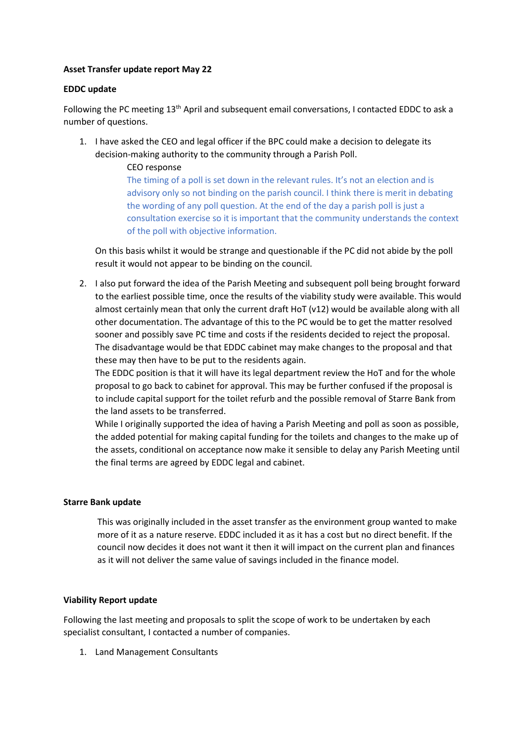**Asset Transfer update report May 22**

**EDDC update**

Following the PC meeting 13th April and subsequent email conversations, I contacted EDDC to ask a number of questions.

1. I have asked the CEO and legal officer if the BPC could make a decision to delegate its decision-making authority to the community through a Parish Poll.

    CEO response

    The timing of a poll is set down in the relevant rules. It's not an election and is advisory only so not binding on the parish council. I think there is merit in debating the wording of any poll question. At the end of the day a parish poll is just a consultation exercise so it is important that the community understands the context of the poll with objective information.

   On this basis whilst it would be strange and questionable if the PC did not abide by the poll result it would not appear to be binding on the council.

2. I also put forward the idea of the Parish Meeting and subsequent poll being brought forward to the earliest possible time, once the results of the viability study were available. This would almost certainly mean that only the current draft HoT (v12) would be available along with all other documentation. The advantage of this to the PC would be to get the matter resolved sooner and possibly save PC time and costs if the residents decided to reject the proposal. The disadvantage would be that EDDC cabinet may make changes to the proposal and that these may then have to be put to the residents again.
   The EDDC position is that it will have its legal department review the HoT and for the whole proposal to go back to cabinet for approval. This may be further confused if the proposal is to include capital support for the toilet refurb and the possible removal of Starre Bank from the land assets to be transferred.
   While I originally supported the idea of having a Parish Meeting and poll as soon as possible, the added potential for making capital funding for the toilets and changes to the make up of the assets, conditional on acceptance now make it sensible to delay any Parish Meeting until the final terms are agreed by EDDC legal and cabinet.

**Starre Bank update**

This was originally included in the asset transfer as the environment group wanted to make more of it as a nature reserve. EDDC included it as it has a cost but no direct benefit. If the council now decides it does not want it then it will impact on the current plan and finances as it will not deliver the same value of savings included in the finance model.

**Viability Report update**

Following the last meeting and proposals to split the scope of work to be undertaken by each specialist consultant, I contacted a number of companies.

1. Land Management Consultants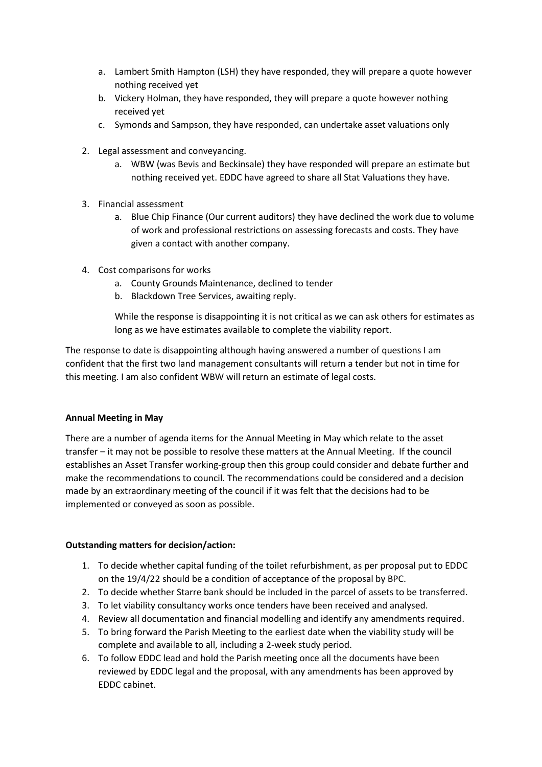a. Lambert Smith Hampton (LSH) they have responded, they will prepare a quote however nothing received yet
   b. Vickery Holman, they have responded, they will prepare a quote however nothing received yet
   c. Symonds and Sampson, they have responded, can undertake asset valuations only

2. Legal assessment and conveyancing.
   a. WBW (was Bevis and Beckinsale) they have responded will prepare an estimate but nothing received yet. EDDC have agreed to share all Stat Valuations they have.

3. Financial assessment
   a. Blue Chip Finance (Our current auditors) they have declined the work due to volume of work and professional restrictions on assessing forecasts and costs. They have given a contact with another company.

4. Cost comparisons for works
   a. County Grounds Maintenance, declined to tender
   b. Blackdown Tree Services, awaiting reply.

   While the response is disappointing it is not critical as we can ask others for estimates as long as we have estimates available to complete the viability report.

The response to date is disappointing although having answered a number of questions I am confident that the first two land management consultants will return a tender but not in time for this meeting. I am also confident WBW will return an estimate of legal costs.

**Annual Meeting in May**

There are a number of agenda items for the Annual Meeting in May which relate to the asset transfer – it may not be possible to resolve these matters at the Annual Meeting. If the council establishes an Asset Transfer working-group then this group could consider and debate further and make the recommendations to council. The recommendations could be considered and a decision made by an extraordinary meeting of the council if it was felt that the decisions had to be implemented or conveyed as soon as possible.

**Outstanding matters for decision/action:**

1. To decide whether capital funding of the toilet refurbishment, as per proposal put to EDDC on the 19/4/22 should be a condition of acceptance of the proposal by BPC.
2. To decide whether Starre bank should be included in the parcel of assets to be transferred.
3. To let viability consultancy works once tenders have been received and analysed.
4. Review all documentation and financial modelling and identify any amendments required.
5. To bring forward the Parish Meeting to the earliest date when the viability study will be complete and available to all, including a 2-week study period.
6. To follow EDDC lead and hold the Parish meeting once all the documents have been reviewed by EDDC legal and the proposal, with any amendments has been approved by EDDC cabinet.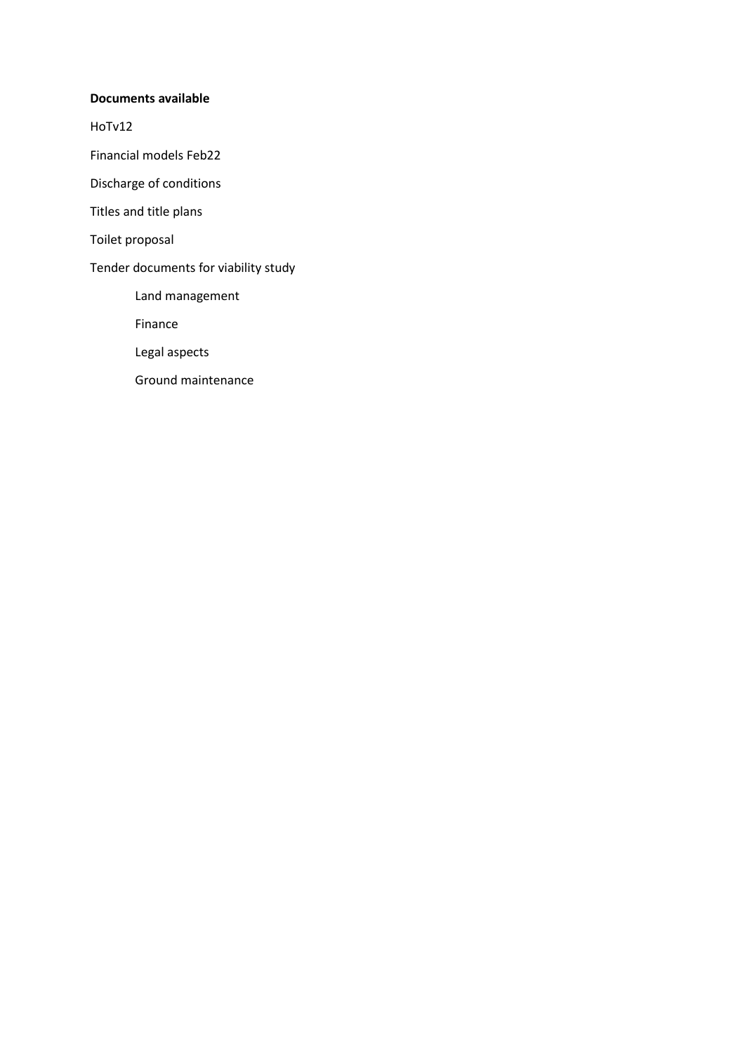**Documents available**

HoTv12

Financial models Feb22

Discharge of conditions

Titles and title plans

Toilet proposal

Tender documents for viability study

- Land management
- Finance
- Legal aspects
- Ground maintenance